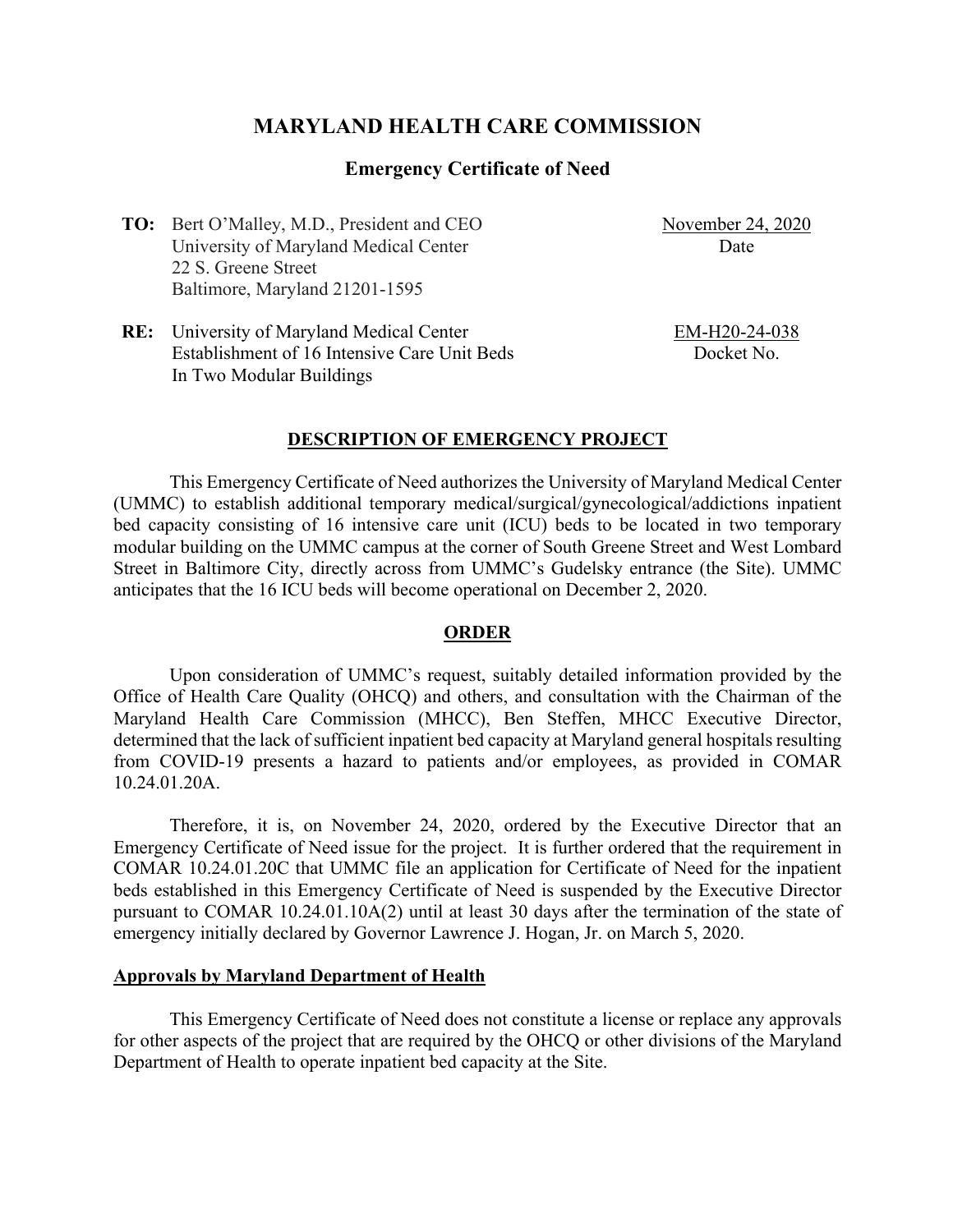# MARYLAND HEALTH CARE COMMISSION

## Emergency Certificate of Need

**TO:** Bert O'Malley, M.D., President and CEO
University of Maryland Medical Center
22 S. Greene Street
Baltimore, Maryland 21201-1595

November 24, 2020
Date

**RE:** University of Maryland Medical Center
Establishment of 16 Intensive Care Unit Beds
In Two Modular Buildings

EM-H20-24-038
Docket No.

### DESCRIPTION OF EMERGENCY PROJECT

This Emergency Certificate of Need authorizes the University of Maryland Medical Center (UMMC) to establish additional temporary medical/surgical/gynecological/addictions inpatient bed capacity consisting of 16 intensive care unit (ICU) beds to be located in two temporary modular building on the UMMC campus at the corner of South Greene Street and West Lombard Street in Baltimore City, directly across from UMMC's Gudelsky entrance (the Site). UMMC anticipates that the 16 ICU beds will become operational on December 2, 2020.

### ORDER

Upon consideration of UMMC's request, suitably detailed information provided by the Office of Health Care Quality (OHCQ) and others, and consultation with the Chairman of the Maryland Health Care Commission (MHCC), Ben Steffen, MHCC Executive Director, determined that the lack of sufficient inpatient bed capacity at Maryland general hospitals resulting from COVID-19 presents a hazard to patients and/or employees, as provided in COMAR 10.24.01.20A.

Therefore, it is, on November 24, 2020, ordered by the Executive Director that an Emergency Certificate of Need issue for the project. It is further ordered that the requirement in COMAR 10.24.01.20C that UMMC file an application for Certificate of Need for the inpatient beds established in this Emergency Certificate of Need is suspended by the Executive Director pursuant to COMAR 10.24.01.10A(2) until at least 30 days after the termination of the state of emergency initially declared by Governor Lawrence J. Hogan, Jr. on March 5, 2020.

### Approvals by Maryland Department of Health

This Emergency Certificate of Need does not constitute a license or replace any approvals for other aspects of the project that are required by the OHCQ or other divisions of the Maryland Department of Health to operate inpatient bed capacity at the Site.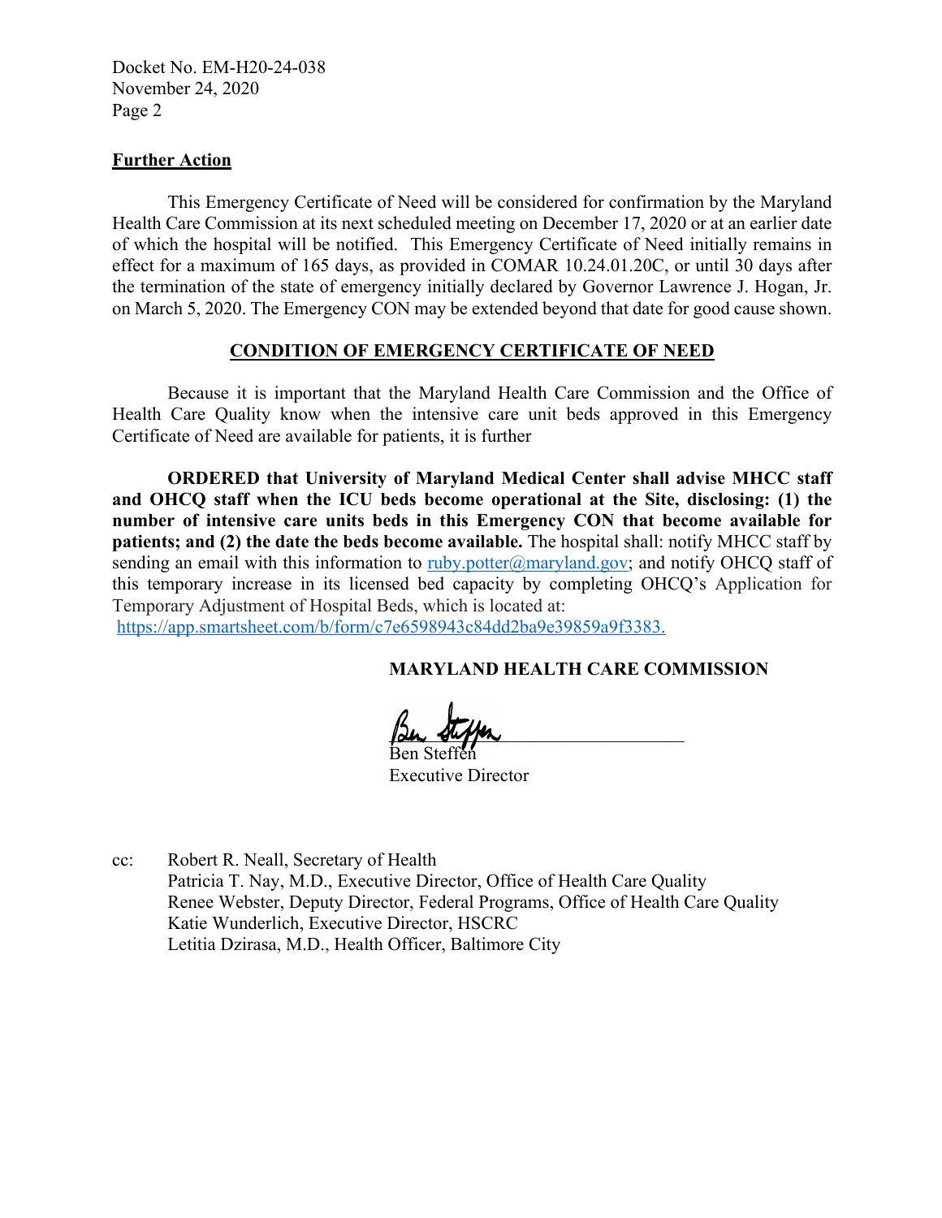Docket No. EM-H20-24-038
November 24, 2020

**Further Action**

This Emergency Certificate of Need will be considered for confirmation by the Maryland Health Care Commission at its next scheduled meeting on December 17, 2020 or at an earlier date of which the hospital will be notified. This Emergency Certificate of Need initially remains in effect for a maximum of 165 days, as provided in COMAR 10.24.01.20C, or until 30 days after the termination of the state of emergency initially declared by Governor Lawrence J. Hogan, Jr. on March 5, 2020. The Emergency CON may be extended beyond that date for good cause shown.

**CONDITION OF EMERGENCY CERTIFICATE OF NEED**

Because it is important that the Maryland Health Care Commission and the Office of Health Care Quality know when the intensive care unit beds approved in this Emergency Certificate of Need are available for patients, it is further

**ORDERED that University of Maryland Medical Center shall advise MHCC staff and OHCQ staff when the ICU beds become operational at the Site, disclosing: (1) the number of intensive care units beds in this Emergency CON that become available for patients; and (2) the date the beds become available.** The hospital shall: notify MHCC staff by sending an email with this information to ruby.potter@maryland.gov; and notify OHCQ staff of this temporary increase in its licensed bed capacity by completing OHCQ's Application for Temporary Adjustment of Hospital Beds, which is located at: https://app.smartsheet.com/b/form/c7e6598943c84dd2ba9e39859a9f3383.

**MARYLAND HEALTH CARE COMMISSION**

Ben Steffen
Executive Director

cc: Robert R. Neall, Secretary of Health
Patricia T. Nay, M.D., Executive Director, Office of Health Care Quality
Renee Webster, Deputy Director, Federal Programs, Office of Health Care Quality
Katie Wunderlich, Executive Director, HSCRC
Letitia Dzirasa, M.D., Health Officer, Baltimore City